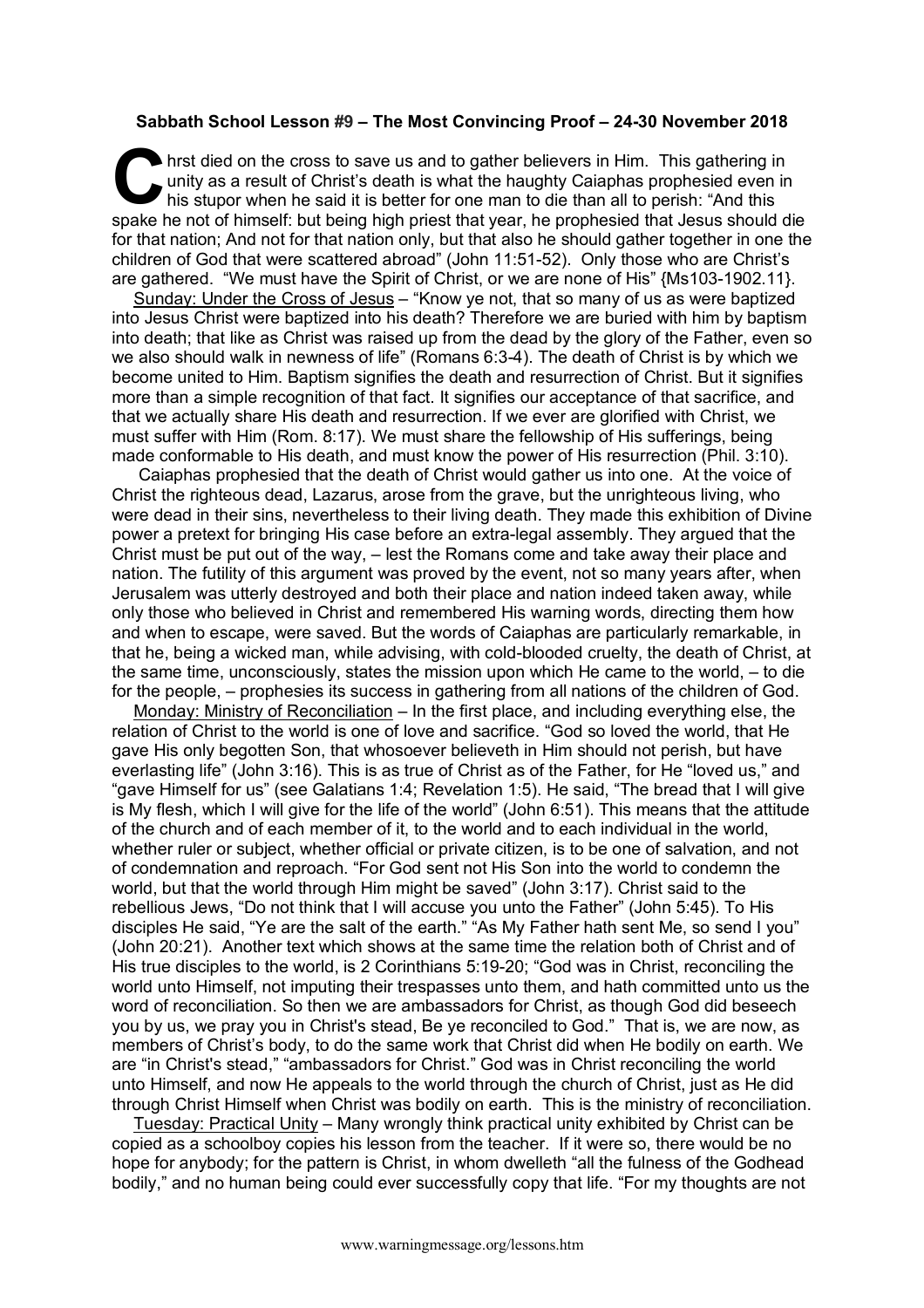**Sabbath School Lesson #9 – The Most Convincing Proof – 24-30 November 2018**

Christ died on the cross to save us and to gather believers in Him. This gathering in unity as a result of Christ's death is what the haughty Caiaphas prophesied even in his stupor when he said it is better for one man to die than all to perish: "And this spake he not of himself: but being high priest that year, he prophesied that Jesus should die for that nation; And not for that nation only, but that also he should gather together in one the children of God that were scattered abroad" (John 11:51-52). Only those who are Christ's are gathered. "We must have the Spirit of Christ, or we are none of His" {Ms103-1902.11}.

Sunday: Under the Cross of Jesus – "Know ye not, that so many of us as were baptized into Jesus Christ were baptized into his death? Therefore we are buried with him by baptism into death; that like as Christ was raised up from the dead by the glory of the Father, even so we also should walk in newness of life" (Romans 6:3-4). The death of Christ is by which we become united to Him. Baptism signifies the death and resurrection of Christ. But it signifies more than a simple recognition of that fact. It signifies our acceptance of that sacrifice, and that we actually share His death and resurrection. If we ever are glorified with Christ, we must suffer with Him (Rom. 8:17). We must share the fellowship of His sufferings, being made conformable to His death, and must know the power of His resurrection (Phil. 3:10).

Caiaphas prophesied that the death of Christ would gather us into one. At the voice of Christ the righteous dead, Lazarus, arose from the grave, but the unrighteous living, who were dead in their sins, nevertheless to their living death. They made this exhibition of Divine power a pretext for bringing His case before an extra-legal assembly. They argued that the Christ must be put out of the way, – lest the Romans come and take away their place and nation. The futility of this argument was proved by the event, not so many years after, when Jerusalem was utterly destroyed and both their place and nation indeed taken away, while only those who believed in Christ and remembered His warning words, directing them how and when to escape, were saved. But the words of Caiaphas are particularly remarkable, in that he, being a wicked man, while advising, with cold-blooded cruelty, the death of Christ, at the same time, unconsciously, states the mission upon which He came to the world, – to die for the people, – prophesies its success in gathering from all nations of the children of God.

Monday: Ministry of Reconciliation – In the first place, and including everything else, the relation of Christ to the world is one of love and sacrifice. "God so loved the world, that He gave His only begotten Son, that whosoever believeth in Him should not perish, but have everlasting life" (John 3:16). This is as true of Christ as of the Father, for He "loved us," and "gave Himself for us" (see Galatians 1:4; Revelation 1:5). He said, "The bread that I will give is My flesh, which I will give for the life of the world" (John 6:51). This means that the attitude of the church and of each member of it, to the world and to each individual in the world, whether ruler or subject, whether official or private citizen, is to be one of salvation, and not of condemnation and reproach. "For God sent not His Son into the world to condemn the world, but that the world through Him might be saved" (John 3:17). Christ said to the rebellious Jews, "Do not think that I will accuse you unto the Father" (John 5:45). To His disciples He said, "Ye are the salt of the earth." "As My Father hath sent Me, so send I you" (John 20:21). Another text which shows at the same time the relation both of Christ and of His true disciples to the world, is 2 Corinthians 5:19-20; "God was in Christ, reconciling the world unto Himself, not imputing their trespasses unto them, and hath committed unto us the word of reconciliation. So then we are ambassadors for Christ, as though God did beseech you by us, we pray you in Christ's stead, Be ye reconciled to God." That is, we are now, as members of Christ's body, to do the same work that Christ did when He bodily on earth. We are "in Christ's stead," "ambassadors for Christ." God was in Christ reconciling the world unto Himself, and now He appeals to the world through the church of Christ, just as He did through Christ Himself when Christ was bodily on earth. This is the ministry of reconciliation.

Tuesday: Practical Unity – Many wrongly think practical unity exhibited by Christ can be copied as a schoolboy copies his lesson from the teacher. If it were so, there would be no hope for anybody; for the pattern is Christ, in whom dwelleth "all the fulness of the Godhead bodily," and no human being could ever successfully copy that life. "For my thoughts are not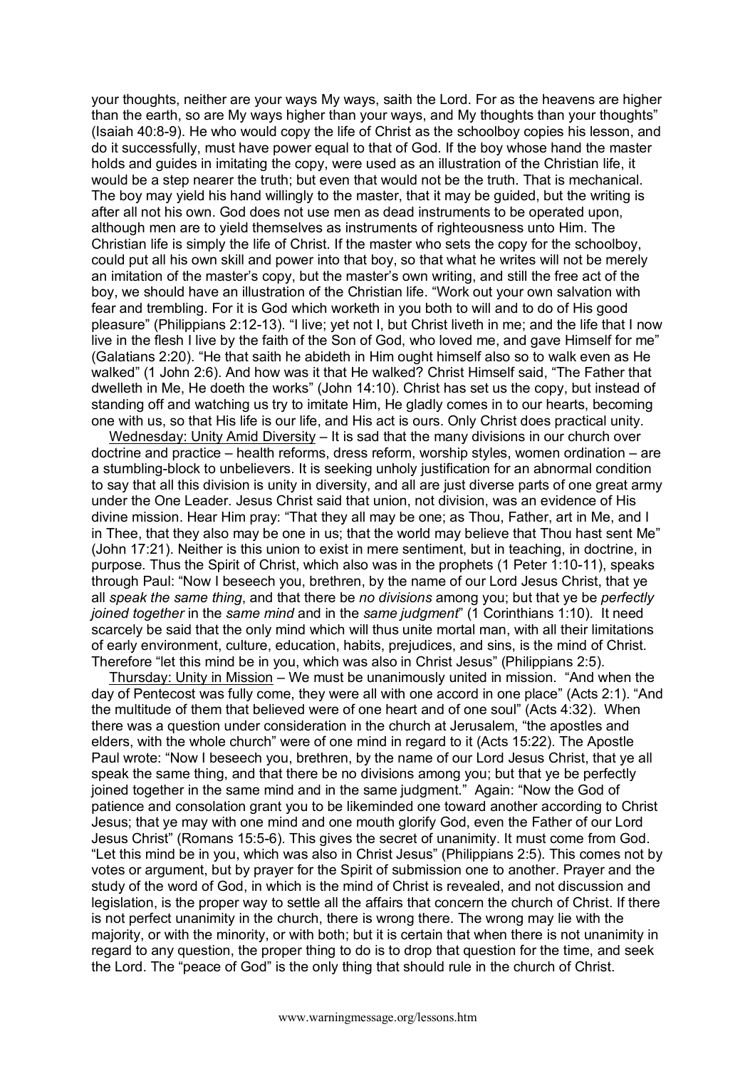your thoughts, neither are your ways My ways, saith the Lord. For as the heavens are higher than the earth, so are My ways higher than your ways, and My thoughts than your thoughts" (Isaiah 40:8-9). He who would copy the life of Christ as the schoolboy copies his lesson, and do it successfully, must have power equal to that of God. If the boy whose hand the master holds and guides in imitating the copy, were used as an illustration of the Christian life, it would be a step nearer the truth; but even that would not be the truth. That is mechanical. The boy may yield his hand willingly to the master, that it may be guided, but the writing is after all not his own. God does not use men as dead instruments to be operated upon, although men are to yield themselves as instruments of righteousness unto Him. The Christian life is simply the life of Christ. If the master who sets the copy for the schoolboy, could put all his own skill and power into that boy, so that what he writes will not be merely an imitation of the master's copy, but the master's own writing, and still the free act of the boy, we should have an illustration of the Christian life. "Work out your own salvation with fear and trembling. For it is God which worketh in you both to will and to do of His good pleasure" (Philippians 2:12-13). "I live; yet not I, but Christ liveth in me; and the life that I now live in the flesh I live by the faith of the Son of God, who loved me, and gave Himself for me" (Galatians 2:20). "He that saith he abideth in Him ought himself also so to walk even as He walked" (1 John 2:6). And how was it that He walked? Christ Himself said, "The Father that dwelleth in Me, He doeth the works" (John 14:10). Christ has set us the copy, but instead of standing off and watching us try to imitate Him, He gladly comes in to our hearts, becoming one with us, so that His life is our life, and His act is ours. Only Christ does practical unity.

<u>Wednesday: Unity Amid Diversity</u> – It is sad that the many divisions in our church over doctrine and practice – health reforms, dress reform, worship styles, women ordination – are a stumbling-block to unbelievers. It is seeking unholy justification for an abnormal condition to say that all this division is unity in diversity, and all are just diverse parts of one great army under the One Leader. Jesus Christ said that union, not division, was an evidence of His divine mission. Hear Him pray: "That they all may be one; as Thou, Father, art in Me, and I in Thee, that they also may be one in us; that the world may believe that Thou hast sent Me" (John 17:21). Neither is this union to exist in mere sentiment, but in teaching, in doctrine, in purpose. Thus the Spirit of Christ, which also was in the prophets (1 Peter 1:10-11), speaks through Paul: "Now I beseech you, brethren, by the name of our Lord Jesus Christ, that ye all *speak the same thing*, and that there be *no divisions* among you; but that ye be *perfectly joined together* in the *same mind* and in the *same judgment*" (1 Corinthians 1:10). It need scarcely be said that the only mind which will thus unite mortal man, with all their limitations of early environment, culture, education, habits, prejudices, and sins, is the mind of Christ. Therefore "let this mind be in you, which was also in Christ Jesus" (Philippians 2:5).

<u>Thursday: Unity in Mission</u> – We must be unanimously united in mission. "And when the day of Pentecost was fully come, they were all with one accord in one place" (Acts 2:1). "And the multitude of them that believed were of one heart and of one soul" (Acts 4:32). When there was a question under consideration in the church at Jerusalem, "the apostles and elders, with the whole church" were of one mind in regard to it (Acts 15:22). The Apostle Paul wrote: "Now I beseech you, brethren, by the name of our Lord Jesus Christ, that ye all speak the same thing, and that there be no divisions among you; but that ye be perfectly joined together in the same mind and in the same judgment." Again: "Now the God of patience and consolation grant you to be likeminded one toward another according to Christ Jesus; that ye may with one mind and one mouth glorify God, even the Father of our Lord Jesus Christ" (Romans 15:5-6). This gives the secret of unanimity. It must come from God. "Let this mind be in you, which was also in Christ Jesus" (Philippians 2:5). This comes not by votes or argument, but by prayer for the Spirit of submission one to another. Prayer and the study of the word of God, in which is the mind of Christ is revealed, and not discussion and legislation, is the proper way to settle all the affairs that concern the church of Christ. If there is not perfect unanimity in the church, there is wrong there. The wrong may lie with the majority, or with the minority, or with both; but it is certain that when there is not unanimity in regard to any question, the proper thing to do is to drop that question for the time, and seek the Lord. The "peace of God" is the only thing that should rule in the church of Christ.

www.warningmessage.org/lessons.htm